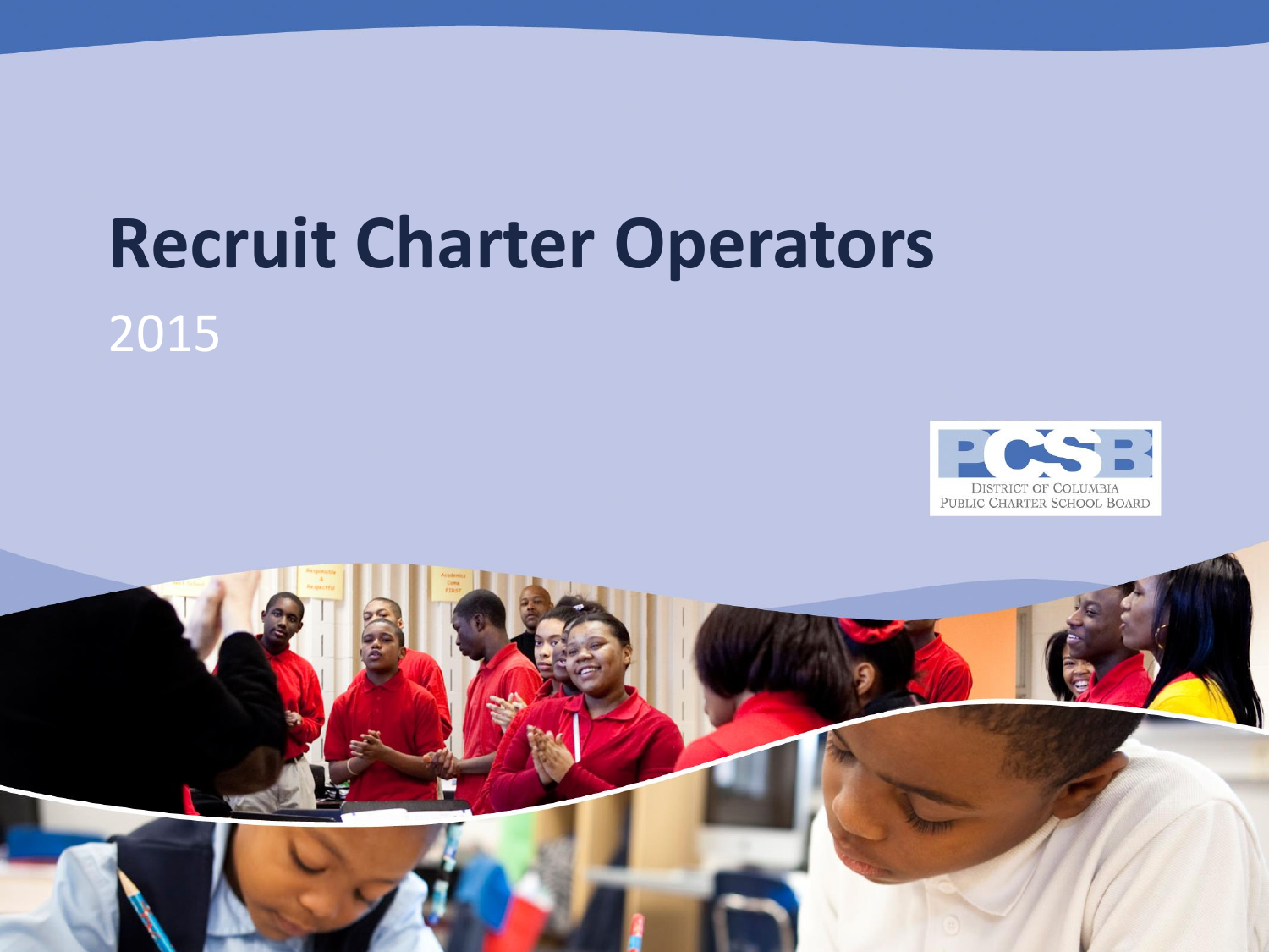# Recruit Charter Operators

2015

PCSB
DISTRICT OF COLUMBIA
PUBLIC CHARTER SCHOOL BOARD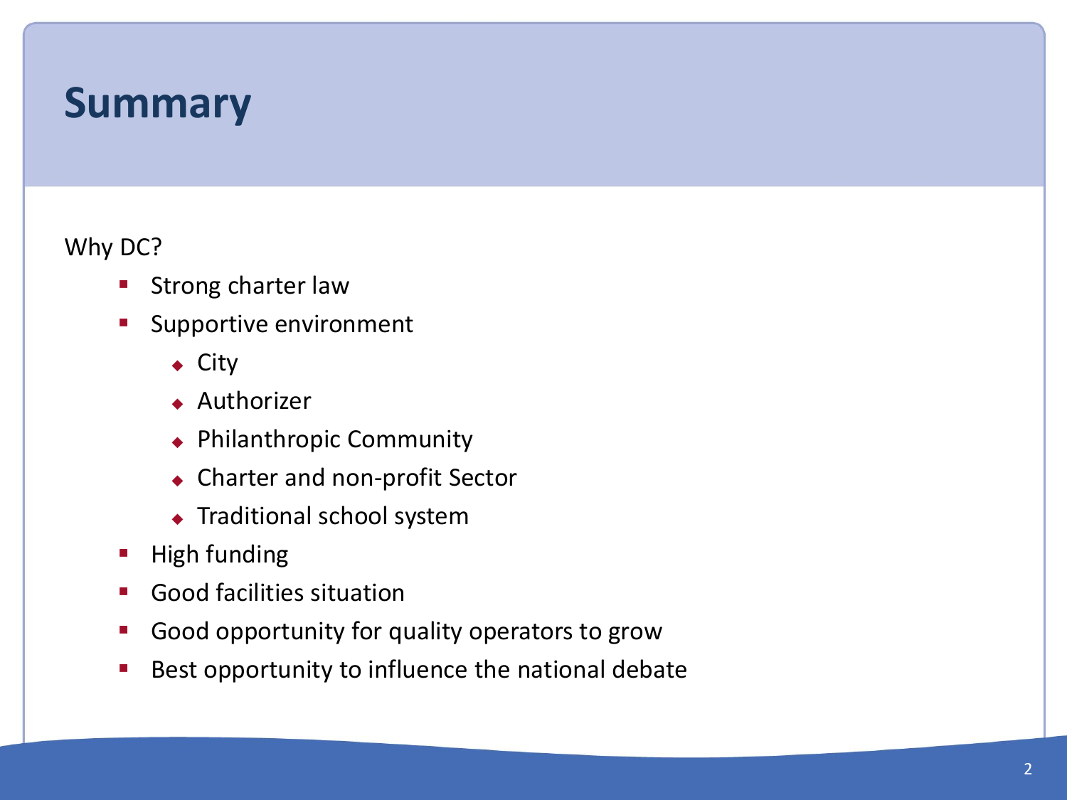# Summary

Why DC?

- Strong charter law
- Supportive environment
  - City
  - Authorizer
  - Philanthropic Community
  - Charter and non-profit Sector
  - Traditional school system
- High funding
- Good facilities situation
- Good opportunity for quality operators to grow
- Best opportunity to influence the national debate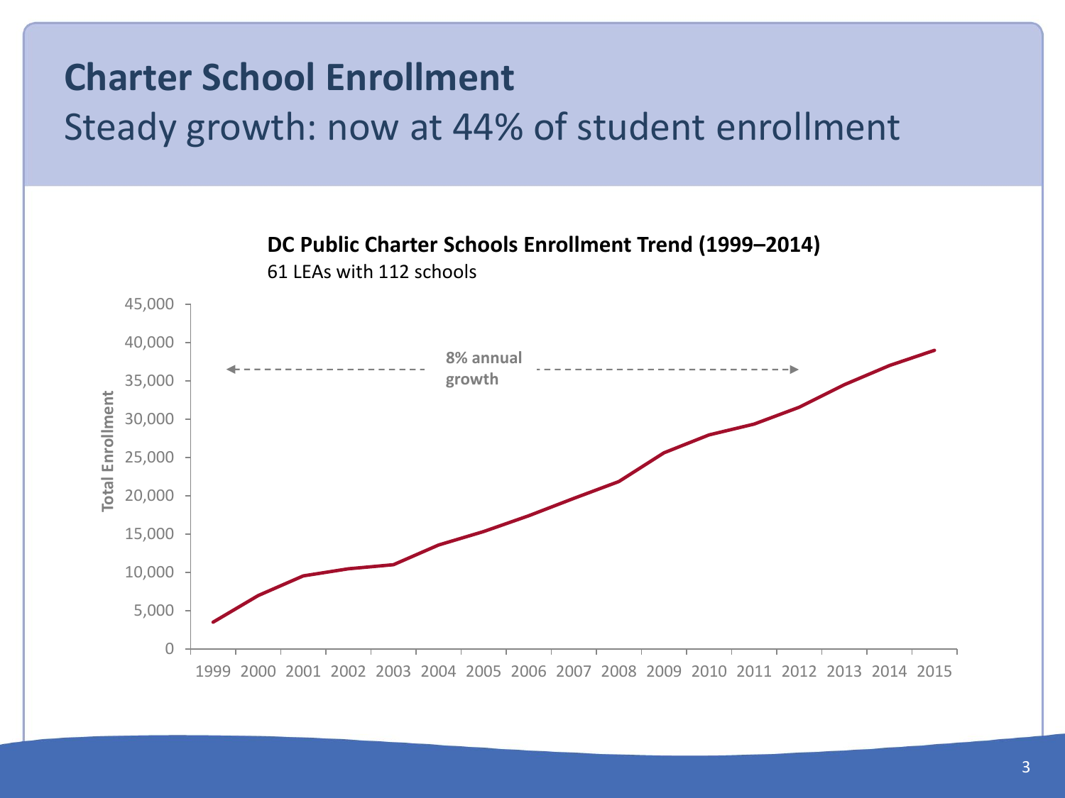# Charter School Enrollment

## Steady growth: now at 44% of student enrollment

**DC Public Charter Schools Enrollment Trend (1999–2014)**

61 LEAs with 112 schools

8% annual growth

Total Enrollment

45,000
40,000
35,000
30,000
25,000
20,000
15,000
10,000
5,000
0

1999 2000 2001 2002 2003 2004 2005 2006 2007 2008 2009 2010 2011 2012 2013 2014 2015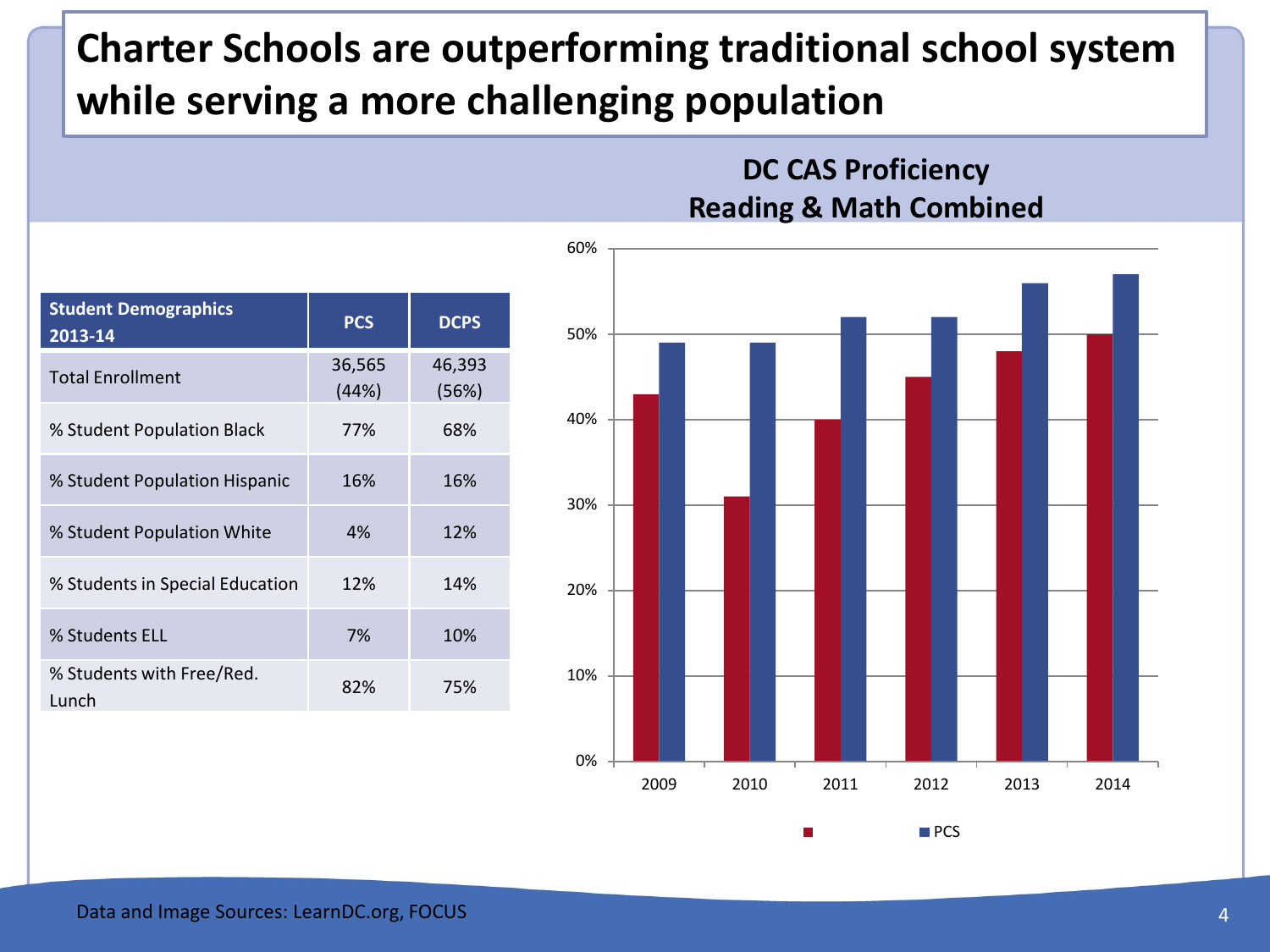# Charter Schools are outperforming traditional school system while serving a more challenging population

| Student Demographics 2013-14 | PCS | DCPS |
| --- | --- | --- |
| Total Enrollment | 36,565 (44%) | 46,393 (56%) |
| % Student Population Black | 77% | 68% |
| % Student Population Hispanic | 16% | 16% |
| % Student Population White | 4% | 12% |
| % Students in Special Education | 12% | 14% |
| % Students ELL | 7% | 10% |
| % Students with Free/Red. Lunch | 82% | 75% |

**DC CAS Proficiency Reading & Math Combined**

Data and Image Sources: LearnDC.org, FOCUS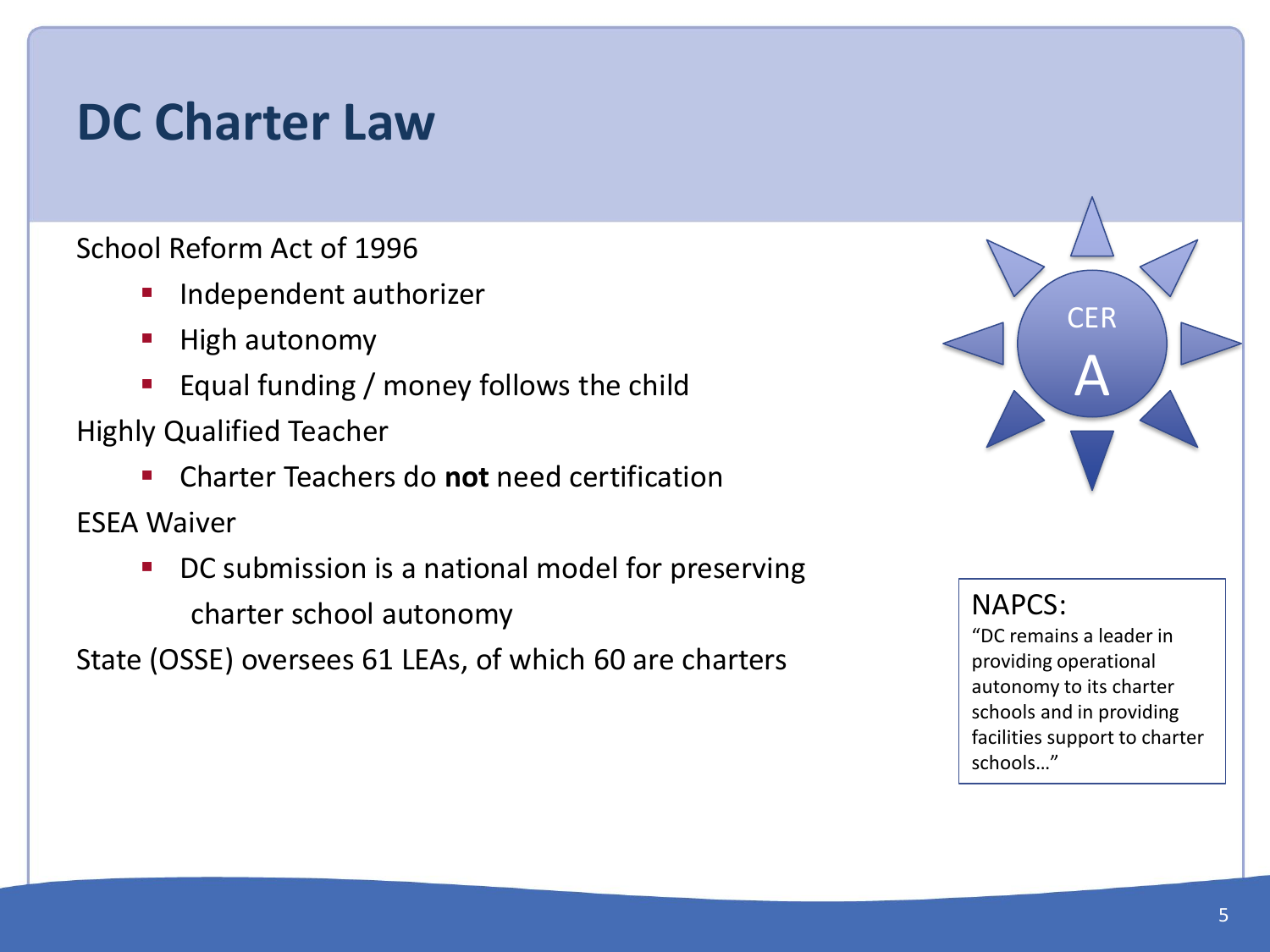# DC Charter Law

School Reform Act of 1996

- Independent authorizer
- High autonomy
- Equal funding / money follows the child

Highly Qualified Teacher

- Charter Teachers do **not** need certification

ESEA Waiver

- DC submission is a national model for preserving charter school autonomy

State (OSSE) oversees 61 LEAs, of which 60 are charters

CER

A

NAPCS:

"DC remains a leader in providing operational autonomy to its charter schools and in providing facilities support to charter schools…"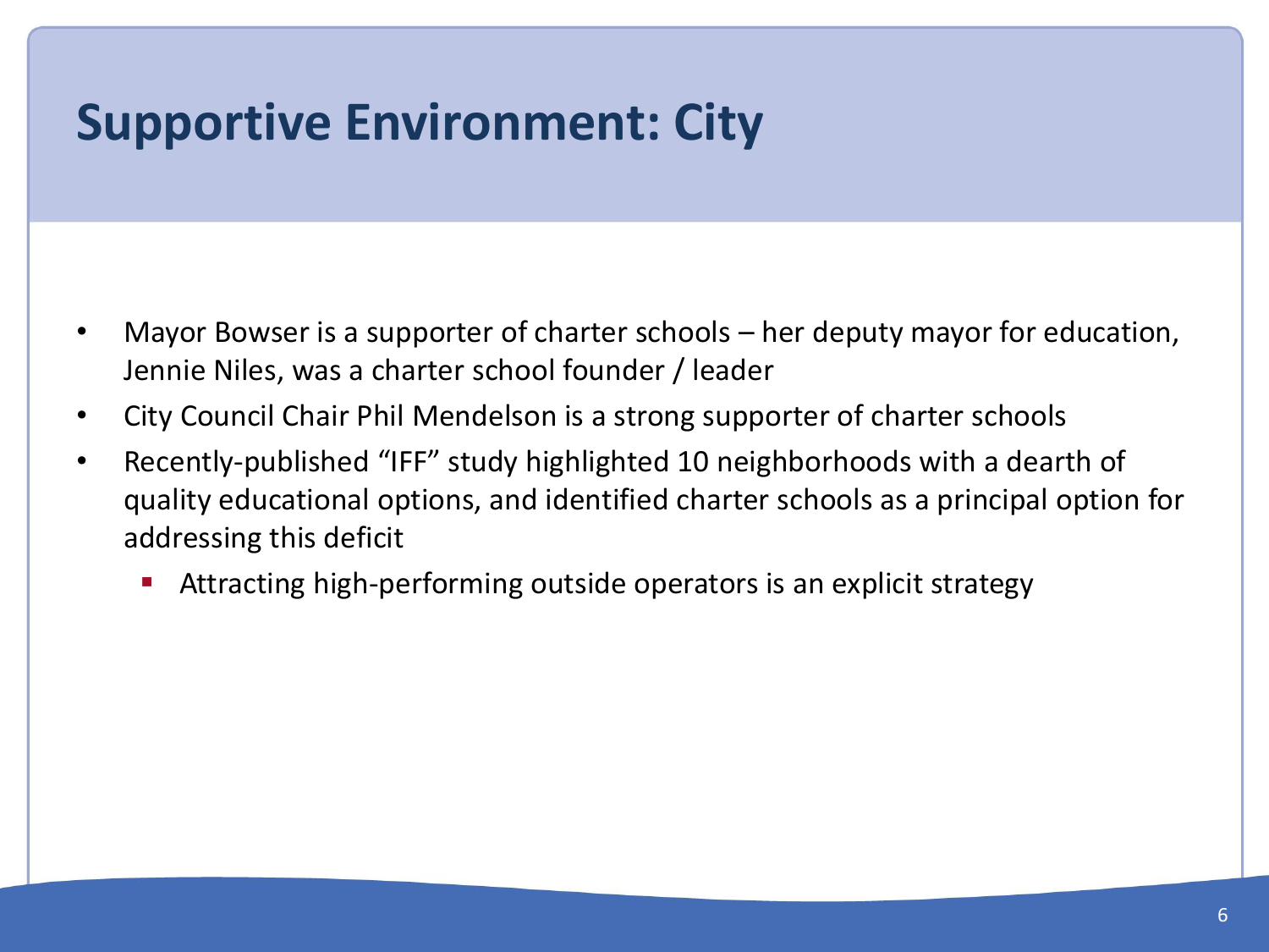# Supportive Environment: City

- Mayor Bowser is a supporter of charter schools – her deputy mayor for education, Jennie Niles, was a charter school founder / leader
- City Council Chair Phil Mendelson is a strong supporter of charter schools
- Recently-published "IFF" study highlighted 10 neighborhoods with a dearth of quality educational options, and identified charter schools as a principal option for addressing this deficit
  - Attracting high-performing outside operators is an explicit strategy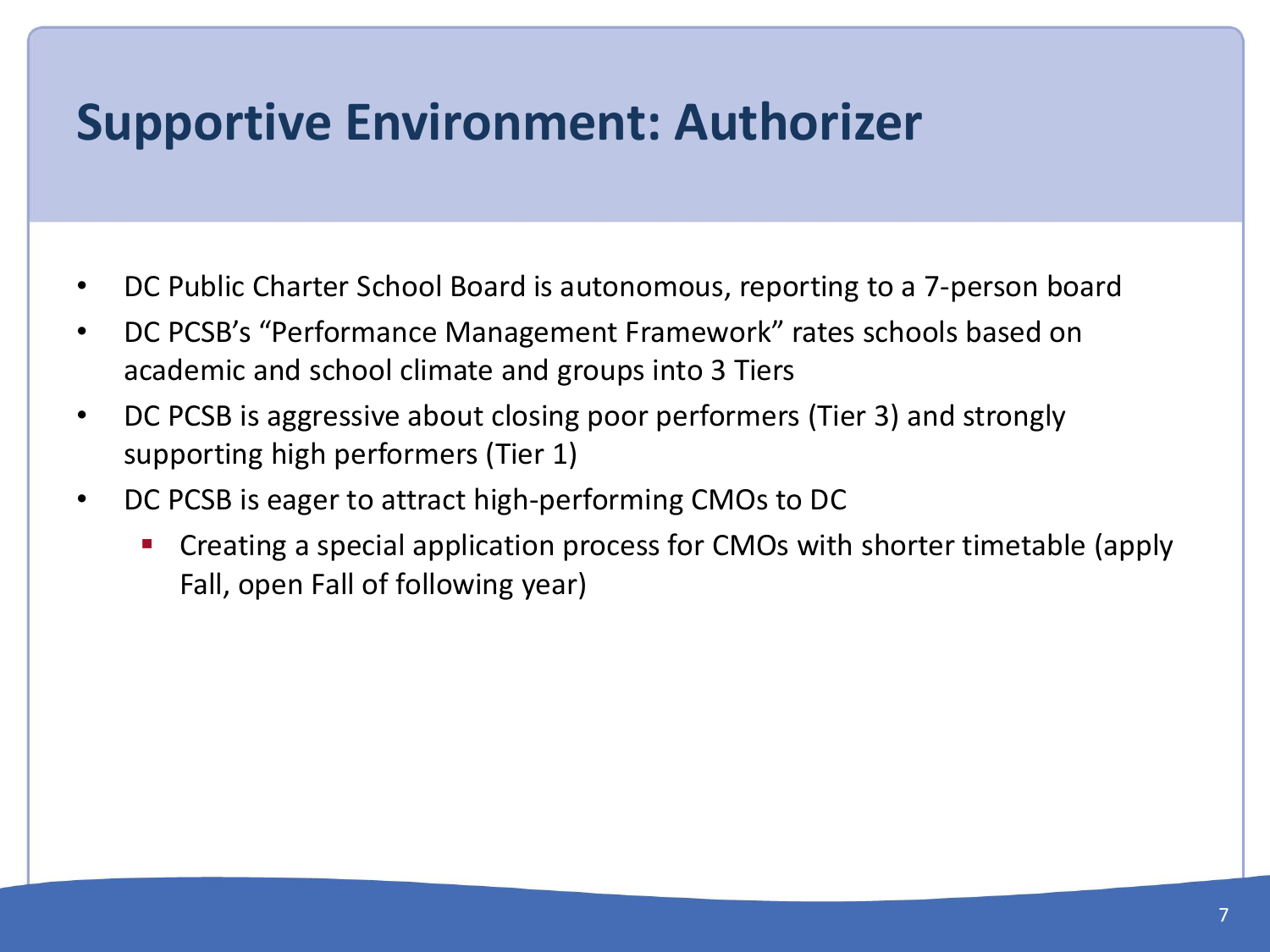# Supportive Environment: Authorizer

- DC Public Charter School Board is autonomous, reporting to a 7-person board
- DC PCSB's "Performance Management Framework" rates schools based on academic and school climate and groups into 3 Tiers
- DC PCSB is aggressive about closing poor performers (Tier 3) and strongly supporting high performers (Tier 1)
- DC PCSB is eager to attract high-performing CMOs to DC
  - Creating a special application process for CMOs with shorter timetable (apply Fall, open Fall of following year)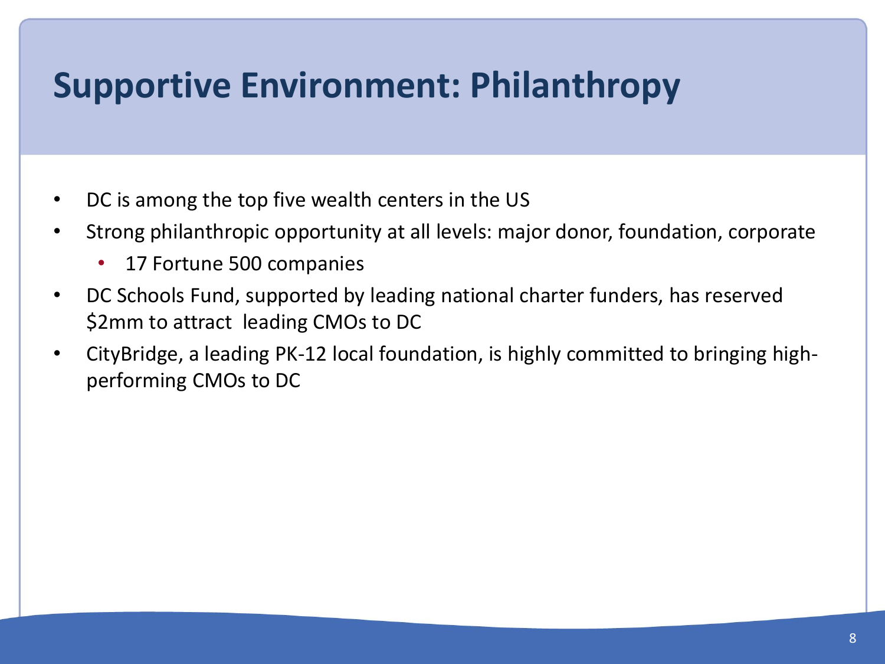# Supportive Environment: Philanthropy

- DC is among the top five wealth centers in the US
- Strong philanthropic opportunity at all levels: major donor, foundation, corporate
  - 17 Fortune 500 companies
- DC Schools Fund, supported by leading national charter funders, has reserved $2mm to attract leading CMOs to DC
- CityBridge, a leading PK-12 local foundation, is highly committed to bringing high-performing CMOs to DC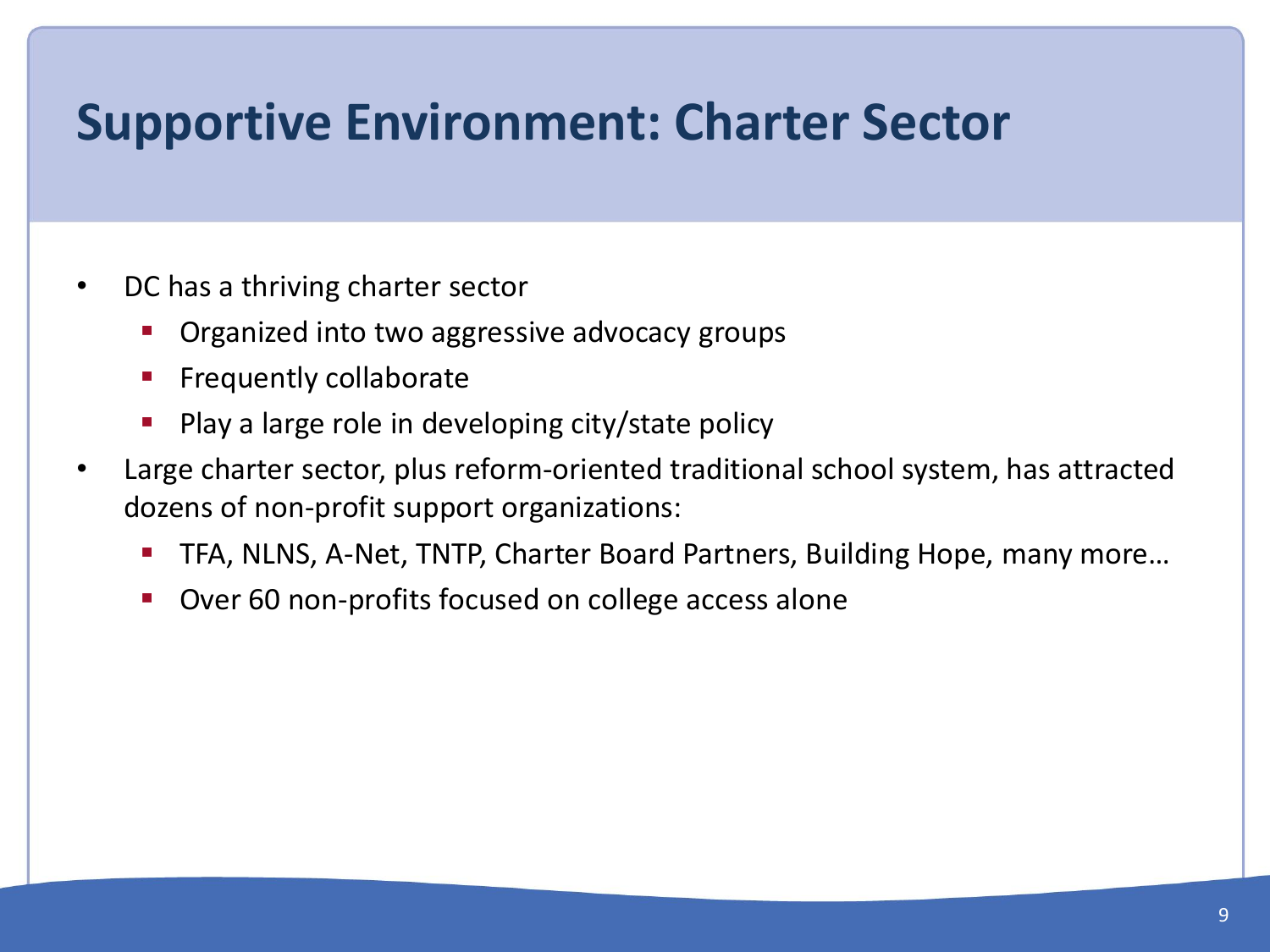# Supportive Environment: Charter Sector

- DC has a thriving charter sector
  - Organized into two aggressive advocacy groups
  - Frequently collaborate
  - Play a large role in developing city/state policy
- Large charter sector, plus reform-oriented traditional school system, has attracted dozens of non-profit support organizations:
  - TFA, NLNS, A-Net, TNTP, Charter Board Partners, Building Hope, many more…
  - Over 60 non-profits focused on college access alone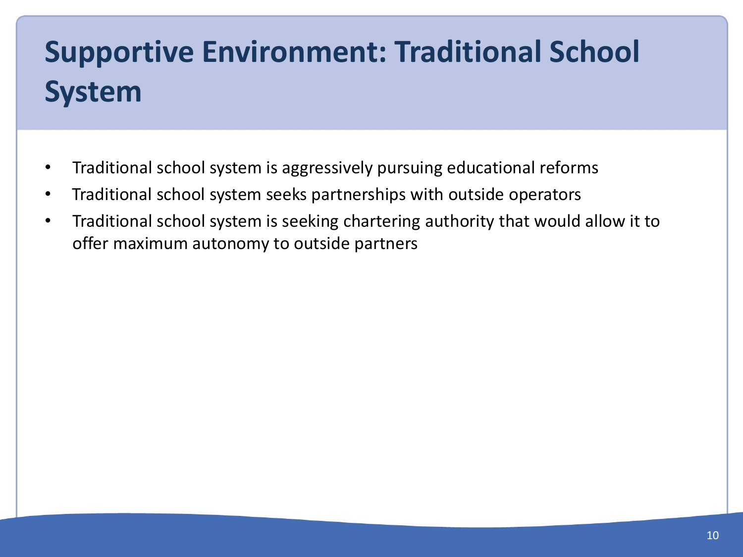# Supportive Environment: Traditional School System

- Traditional school system is aggressively pursuing educational reforms
- Traditional school system seeks partnerships with outside operators
- Traditional school system is seeking chartering authority that would allow it to offer maximum autonomy to outside partners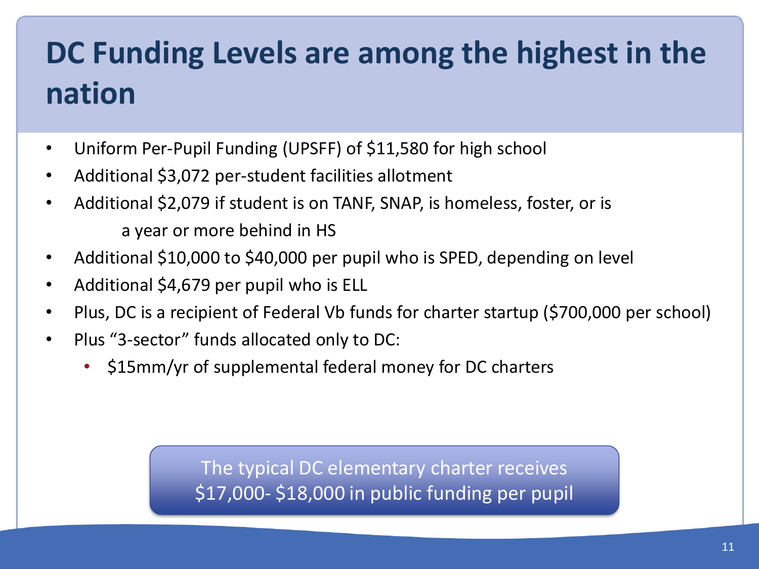# DC Funding Levels are among the highest in the nation

- Uniform Per-Pupil Funding (UPSFF) of $11,580 for high school
- Additional $3,072 per-student facilities allotment
- Additional $2,079 if student is on TANF, SNAP, is homeless, foster, or is a year or more behind in HS
- Additional $10,000 to $40,000 per pupil who is SPED, depending on level
- Additional $4,679 per pupil who is ELL
- Plus, DC is a recipient of Federal Vb funds for charter startup ($700,000 per school)
- Plus "3-sector" funds allocated only to DC:
  - $15mm/yr of supplemental federal money for DC charters

The typical DC elementary charter receives $17,000- $18,000 in public funding per pupil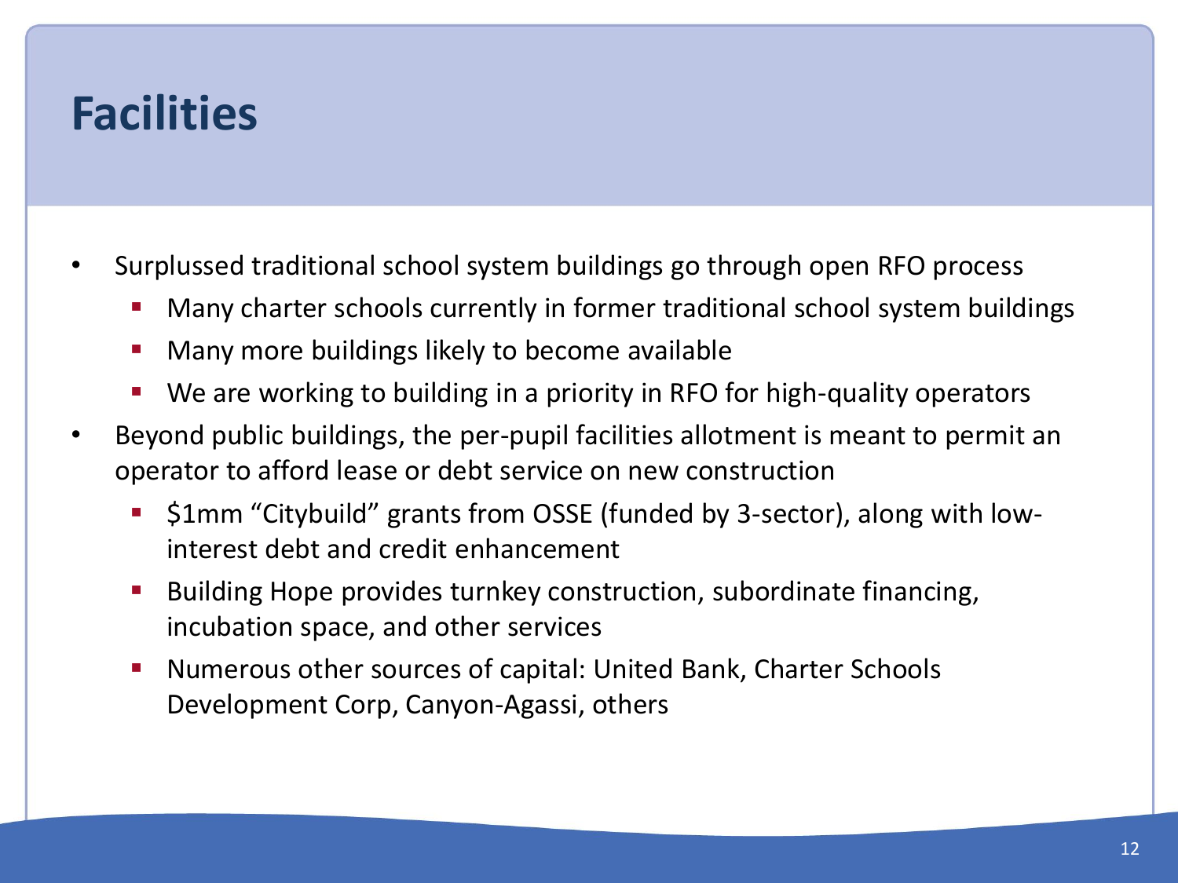# Facilities

- Surplussed traditional school system buildings go through open RFO process
  - Many charter schools currently in former traditional school system buildings
  - Many more buildings likely to become available
  - We are working to building in a priority in RFO for high-quality operators
- Beyond public buildings, the per-pupil facilities allotment is meant to permit an operator to afford lease or debt service on new construction
  - $1mm "Citybuild" grants from OSSE (funded by 3-sector), along with low-interest debt and credit enhancement
  - Building Hope provides turnkey construction, subordinate financing, incubation space, and other services
  - Numerous other sources of capital: United Bank, Charter Schools Development Corp, Canyon-Agassi, others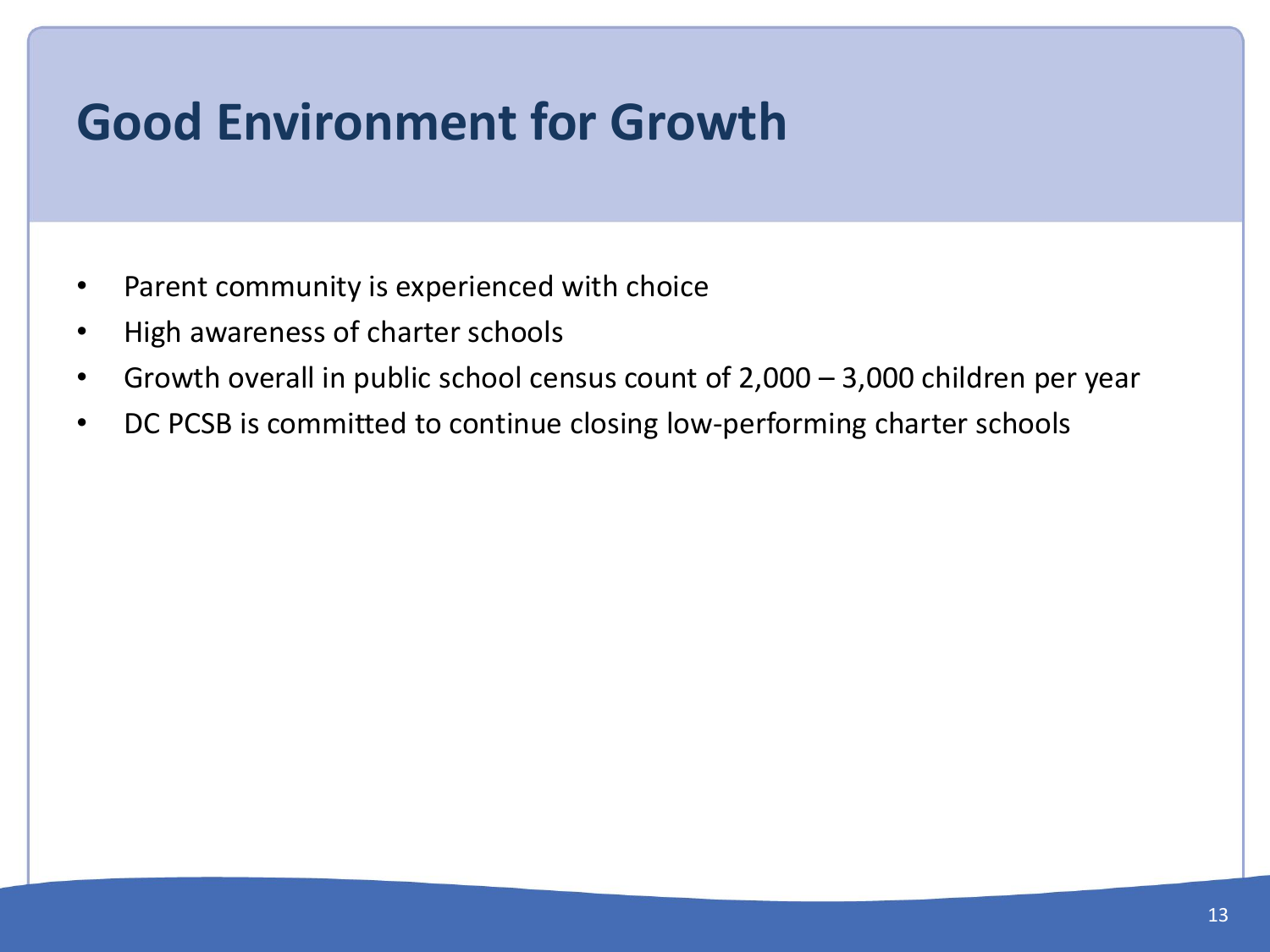# Good Environment for Growth

- Parent community is experienced with choice
- High awareness of charter schools
- Growth overall in public school census count of 2,000 – 3,000 children per year
- DC PCSB is committed to continue closing low-performing charter schools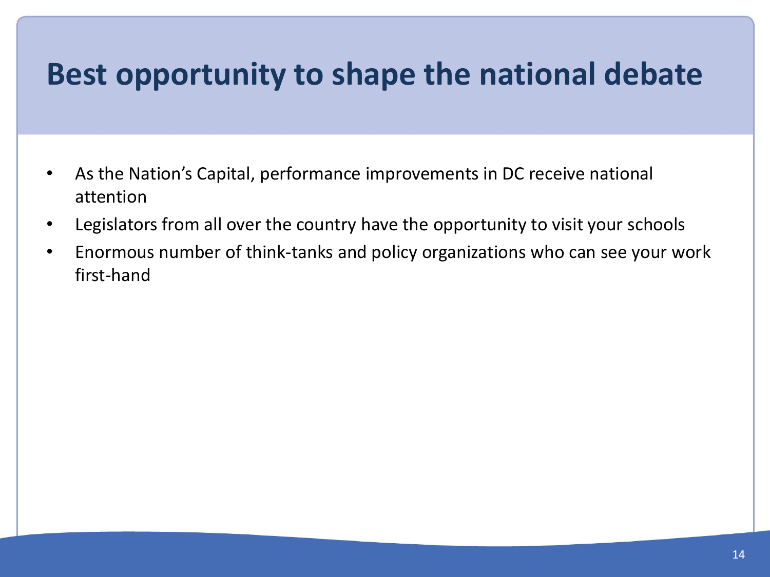# Best opportunity to shape the national debate

- As the Nation's Capital, performance improvements in DC receive national attention
- Legislators from all over the country have the opportunity to visit your schools
- Enormous number of think-tanks and policy organizations who can see your work first-hand